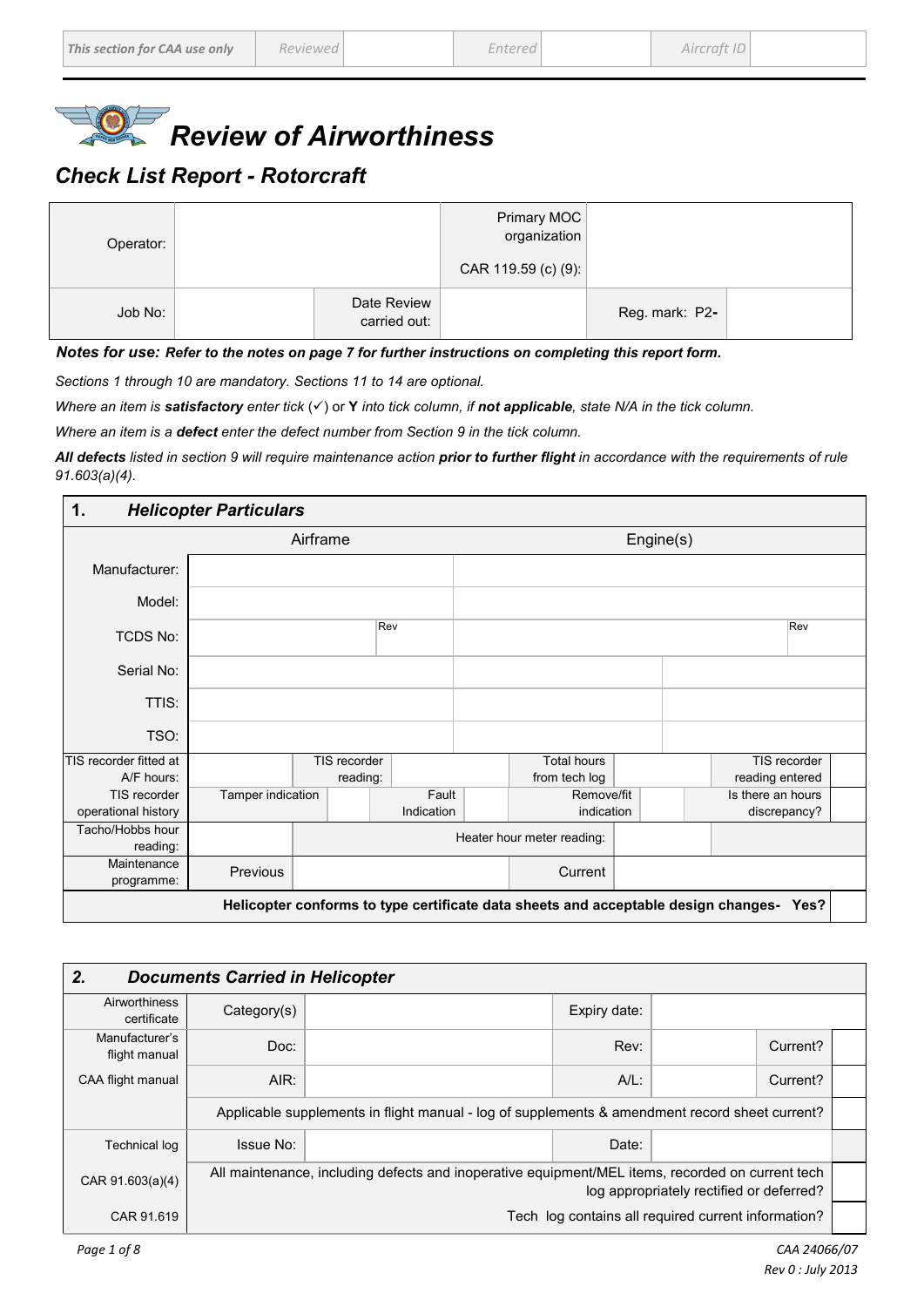| This section for CAA use only | Reviewed | | Entered | | Aircraft ID | |
|---|---|---|---|---|---|---|

# Review of Airworthiness

## Check List Report - Rotorcraft

| Operator: | | | Primary MOC organization CAR 119.59 (c) (9): | | |
|---|---|---|---|---|---|
| Job No: | | Date Review carried out: | | Reg. mark: P2- | |

***Notes for use:*** ***Refer to the notes on page 7 for further instructions on completing this report form.***

*Sections 1 through 10 are mandatory. Sections 11 to 14 are optional.*

*Where an item is **satisfactory** enter tick (✓) or **Y** into tick column, if **not applicable**, state N/A in the tick column.*

*Where an item is a **defect** enter the defect number from Section 9 in the tick column.*

***All defects** listed in section 9 will require maintenance action **prior to further flight** in accordance with the requirements of rule 91.603(a)(4).*

### 1. Helicopter Particulars

| | Airframe | | | | | | | Engine(s) | | | | |
|---|---|---|---|---|---|---|---|---|---|---|---|---|
| Manufacturer: | | | | | | | | | | | | |
| Model: | | | | | | | | | | | | |
| TCDS No: | | | | Rev | | | | | | | Rev | |
| Serial No: | | | | | | | | | | | | |
| TTIS: | | | | | | | | | | | | |
| TSO: | | | | | | | | | | | | |
| TIS recorder fitted at A/F hours: | | TIS recorder reading: | | | | Total hours from tech log | | | | TIS recorder reading entered | | |
| TIS recorder operational history | Tamper indication | | | Fault Indication | | | Remove/fit indication | | | Is there an hours discrepancy? | | |
| Tacho/Hobbs hour reading: | | Heater hour meter reading: | | | | | | | | | | |
| Maintenance programme: | Previous | | | | | Current | | | | | | |
| Helicopter conforms to type certificate data sheets and acceptable design changes- Yes? | | | | | | | | | | | | |

### 2. Documents Carried in Helicopter

| | | | | | | |
|---|---|---|---|---|---|---|
| Airworthiness certificate | Category(s) | | Expiry date: | | | |
| Manufacturer's flight manual | Doc: | | Rev: | | Current? | |
| CAA flight manual | AIR: | | A/L: | | Current? | |
| | Applicable supplements in flight manual - log of supplements & amendment record sheet current? | | | | | |
| Technical log | Issue No: | | Date: | | | |
| CAR 91.603(a)(4) | All maintenance, including defects and inoperative equipment/MEL items, recorded on current tech log appropriately rectified or deferred? | | | | | |
| CAR 91.619 | Tech log contains all required current information? | | | | | |

CAA 24066/07
Rev 0 : July 2013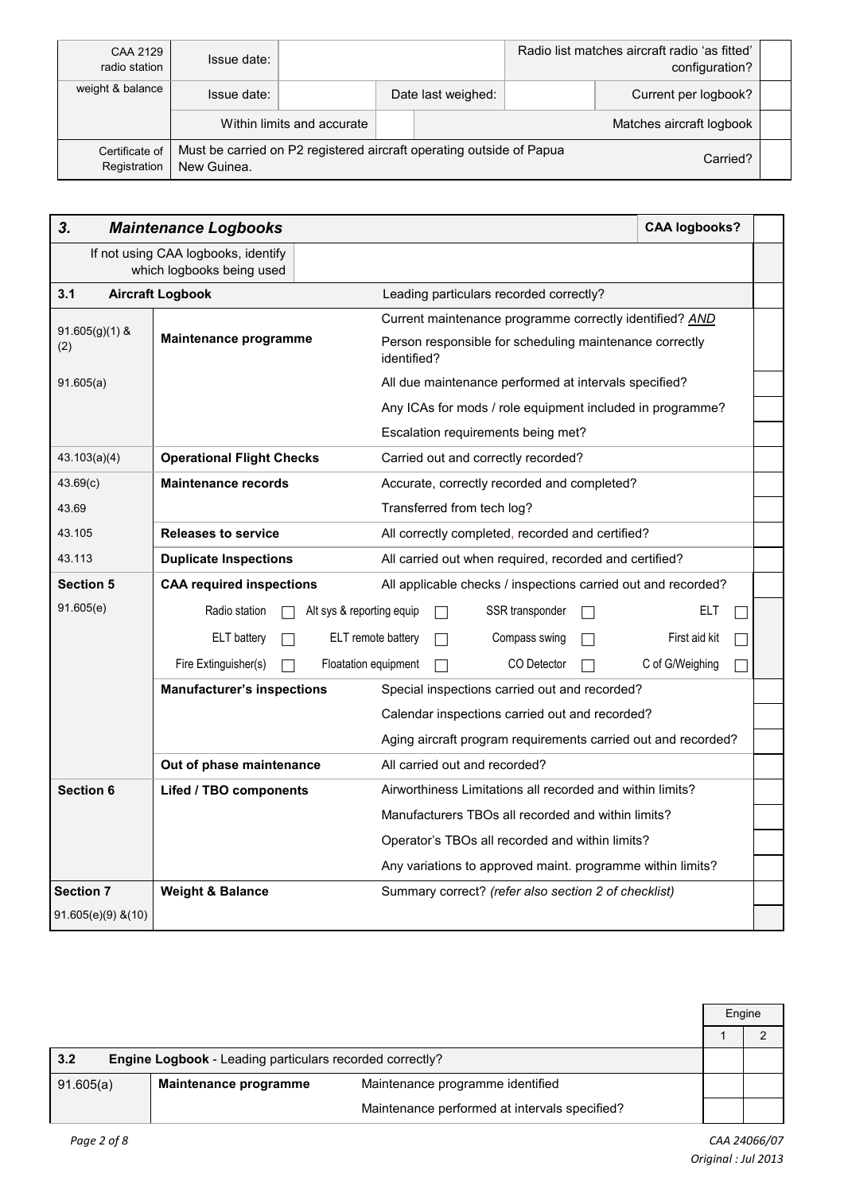| | | | | | | |
|---|---|---|---|---|---|---|
| CAA 2129 radio station | Issue date: | | | Radio list matches aircraft radio 'as fitted' configuration? | | |
| weight & balance | Issue date: | | Date last weighed: | | Current per logbook? | |
| | Within limits and accurate | | | Matches aircraft logbook | | |
| Certificate of Registration | Must be carried on P2 registered aircraft operating outside of Papua New Guinea. | | | | Carried? | |

| | | | |
|---|---|---|---|
| ***3. Maintenance Logbooks*** | | **CAA logbooks?** | |
| If not using CAA logbooks, identify which logbooks being used | | | |
| **3.1 Aircraft Logbook** | | Leading particulars recorded correctly? | |
| 91.605(g)(1) & (2) | **Maintenance programme** | Current maintenance programme correctly identified? ***AND*** Person responsible for scheduling maintenance correctly identified? | |
| 91.605(a) | | All due maintenance performed at intervals specified? | |
| | | Any ICAs for mods / role equipment included in programme? | |
| | | Escalation requirements being met? | |
| 43.103(a)(4) | **Operational Flight Checks** | Carried out and correctly recorded? | |
| 43.69(c) | **Maintenance records** | Accurate, correctly recorded and completed? | |
| 43.69 | | Transferred from tech log? | |
| 43.105 | **Releases to service** | All correctly completed, recorded and certified? | |
| 43.113 | **Duplicate Inspections** | All carried out when required, recorded and certified? | |
| **Section 5** | **CAA required inspections** | All applicable checks / inspections carried out and recorded? | |
| 91.605(e) | Radio station ☐ Alt sys & reporting equip ☐ SSR transponder ☐ ELT ☐ | | |
| | ELT battery ☐ ELT remote battery ☐ Compass swing ☐ First aid kit ☐ | | |
| | Fire Extinguisher(s) ☐ Floatation equipment ☐ CO Detector ☐ C of G/Weighing ☐ | | |
| | **Manufacturer's inspections** | Special inspections carried out and recorded? | |
| | | Calendar inspections carried out and recorded? | |
| | | Aging aircraft program requirements carried out and recorded? | |
| | **Out of phase maintenance** | All carried out and recorded? | |
| **Section 6** | **Lifed / TBO components** | Airworthiness Limitations all recorded and within limits? | |
| | | Manufacturers TBOs all recorded and within limits? | |
| | | Operator's TBOs all recorded and within limits? | |
| | | Any variations to approved maint. programme within limits? | |
| **Section 7** | **Weight & Balance** | Summary correct? *(refer also section 2 of checklist)* | |
| 91.605(e)(9) &(10) | | | |

| | | | Engine | |
|---|---|---|---|---|
| | | | 1 | 2 |
| **3.2** | **Engine Logbook** - Leading particulars recorded correctly? | | | |
| 91.605(a) | **Maintenance programme** | Maintenance programme identified | | |
| | | Maintenance performed at intervals specified? | | |

CAA 24066/07
Original : Jul 2013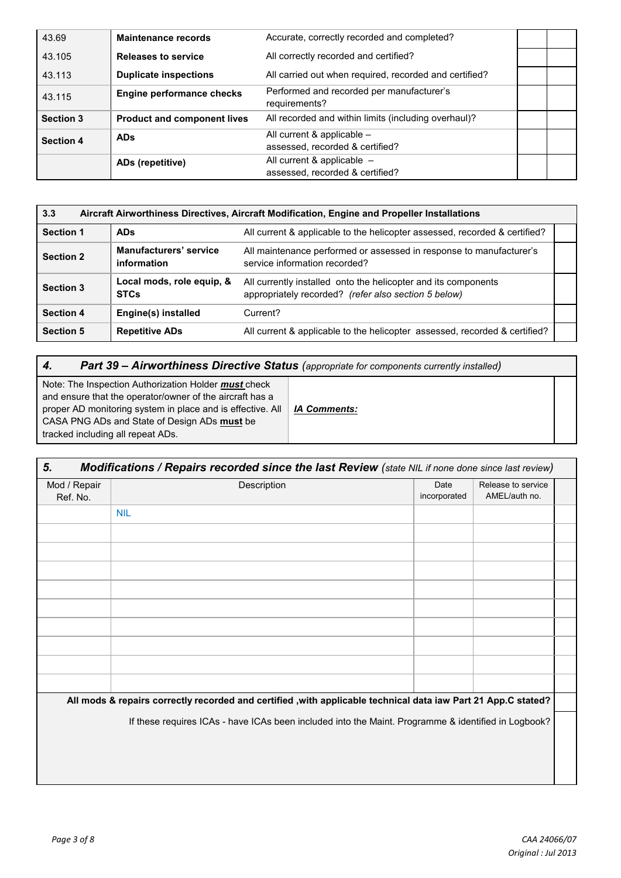| | | | | |
|---|---|---|---|---|
| 43.69 | **Maintenance records** | Accurate, correctly recorded and completed? | | |
| 43.105 | **Releases to service** | All correctly recorded and certified? | | |
| 43.113 | **Duplicate inspections** | All carried out when required, recorded and certified? | | |
| 43.115 | **Engine performance checks** | Performed and recorded per manufacturer's requirements? | | |
| **Section 3** | **Product and component lives** | All recorded and within limits (including overhaul)? | | |
| **Section 4** | **ADs** | All current & applicable – assessed, recorded & certified? | | |
| | **ADs (repetitive)** | All current & applicable – assessed, recorded & certified? | | |

| **3.3** | **Aircraft Airworthiness Directives, Aircraft Modification, Engine and Propeller Installations** | | |
|---|---|---|---|
| **Section 1** | **ADs** | All current & applicable to the helicopter assessed, recorded & certified? | |
| **Section 2** | **Manufacturers' service information** | All maintenance performed or assessed in response to manufacturer's service information recorded? | |
| **Section 3** | **Local mods, role equip, & STCs** | All currently installed onto the helicopter and its components appropriately recorded? *(refer also section 5 below)* | |
| **Section 4** | **Engine(s) installed** | Current? | |
| **Section 5** | **Repetitive ADs** | All current & applicable to the helicopter assessed, recorded & certified? | |

## *4. Part 39 – Airworthiness Directive Status* *(appropriate for components currently installed)*

| | | |
|---|---|---|
| Note: The Inspection Authorization Holder ***must*** check and ensure that the operator/owner of the aircraft has a proper AD monitoring system in place and is effective. All CASA PNG ADs and State of Design ADs **must** be tracked including all repeat ADs. | ***IA Comments:*** | |

## *5. Modifications / Repairs recorded since the last Review* *(state NIL if none done since last review)*

| Mod / Repair Ref. No. | Description | Date incorporated | Release to service AMEL/auth no. | |
|---|---|---|---|---|
| | NIL | | | |
| | | | | |
| | | | | |
| | | | | |
| | | | | |
| | | | | |
| | | | | |
| | | | | |
| | | | | |
| | | | | |

**All mods & repairs correctly recorded and certified ,with applicable technical data iaw Part 21 App.C stated?**

If these requires ICAs - have ICAs been included into the Maint. Programme & identified in Logbook?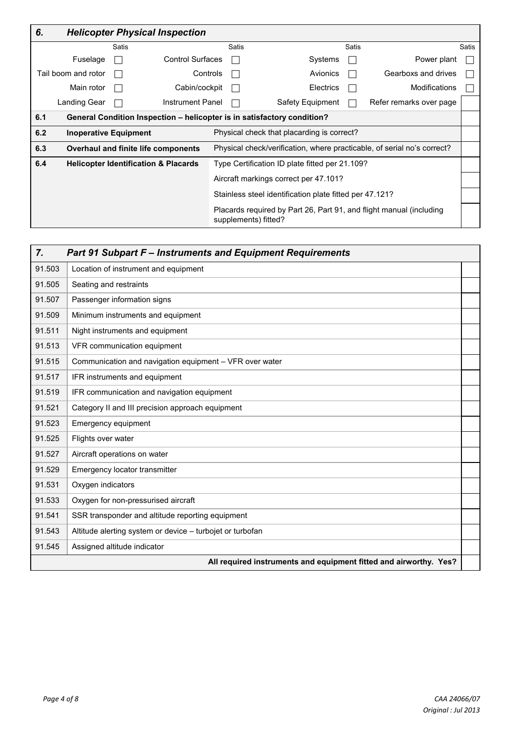## 6. *Helicopter Physical Inspection*

| | Satis | | Satis | | Satis | | Satis |
|---|---|---|---|---|---|---|---|
| Fuselage | ☐ | Control Surfaces | ☐ | Systems | ☐ | Power plant | ☐ |
| Tail boom and rotor | ☐ | Controls | ☐ | Avionics | ☐ | Gearboxs and drives | ☐ |
| Main rotor | ☐ | Cabin/cockpit | ☐ | Electrics | ☐ | Modifications | ☐ |
| Landing Gear | ☐ | Instrument Panel | ☐ | Safety Equipment | ☐ | Refer remarks over page | |

| | | | |
|---|---|---|---|
| **6.1** | **General Condition Inspection – helicopter is in satisfactory condition?** | | |
| **6.2** | **Inoperative Equipment** | Physical check that placarding is correct? | |
| **6.3** | **Overhaul and finite life components** | Physical check/verification, where practicable, of serial no's correct? | |
| **6.4** | **Helicopter Identification & Placards** | Type Certification ID plate fitted per 21.109? | |
| | | Aircraft markings correct per 47.101? | |
| | | Stainless steel identification plate fitted per 47.121? | |
| | | Placards required by Part 26, Part 91, and flight manual (including supplements) fitted? | |

## 7. *Part 91 Subpart F – Instruments and Equipment Requirements*

| | | |
|---|---|---|
| 91.503 | Location of instrument and equipment | |
| 91.505 | Seating and restraints | |
| 91.507 | Passenger information signs | |
| 91.509 | Minimum instruments and equipment | |
| 91.511 | Night instruments and equipment | |
| 91.513 | VFR communication equipment | |
| 91.515 | Communication and navigation equipment – VFR over water | |
| 91.517 | IFR instruments and equipment | |
| 91.519 | IFR communication and navigation equipment | |
| 91.521 | Category II and III precision approach equipment | |
| 91.523 | Emergency equipment | |
| 91.525 | Flights over water | |
| 91.527 | Aircraft operations on water | |
| 91.529 | Emergency locator transmitter | |
| 91.531 | Oxygen indicators | |
| 91.533 | Oxygen for non-pressurised aircraft | |
| 91.541 | SSR transponder and altitude reporting equipment | |
| 91.543 | Altitude alerting system or device – turbojet or turbofan | |
| 91.545 | Assigned altitude indicator | |
| | **All required instruments and equipment fitted and airworthy. Yes?** | |

CAA 24066/07
Original : Jul 2013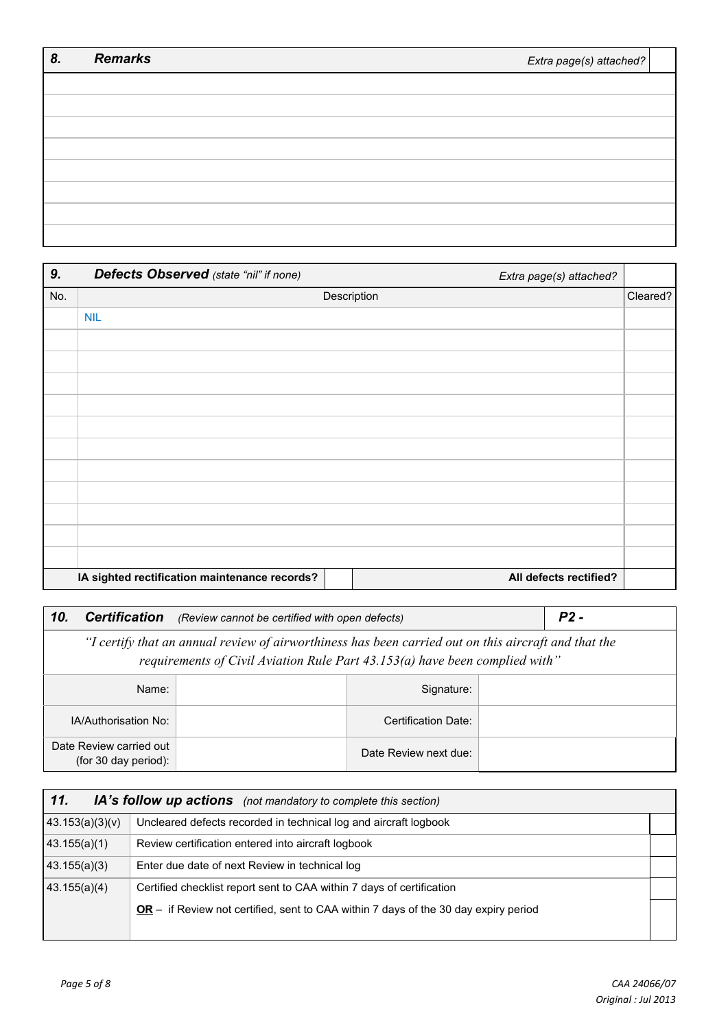| 8. | *Remarks* | *Extra page(s) attached?* | |
|---|---|---|---|
| | | | |
| | | | |
| | | | |
| | | | |
| | | | |
| | | | |
| | | | |
| | | | |

| 9. | ***Defects Observed*** *(state "nil" if none)* | *Extra page(s) attached?* | |
|---|---|---|---|
| No. | Description | | Cleared? |
| | NIL | | |
| | | | |
| | | | |
| | | | |
| | | | |
| | | | |
| | | | |
| | | | |
| | | | |
| | | | |
| | | | |
| | | | |
| | **IA sighted rectification maintenance records?** | **All defects rectified?** | |

| **10.** ***Certification*** *(Review cannot be certified with open defects)* | | | ***P2 -*** |
|---|---|---|---|
| *"I certify that an annual review of airworthiness has been carried out on this aircraft and that the requirements of Civil Aviation Rule Part 43.153(a) have been complied with"* | | | |
| Name: | | Signature: | |
| IA/Authorisation No: | | Certification Date: | |
| Date Review carried out (for 30 day period): | | Date Review next due: | |

| **11.** ***IA's follow up actions*** *(not mandatory to complete this section)* | | |
|---|---|---|
| 43.153(a)(3)(v) | Uncleared defects recorded in technical log and aircraft logbook | |
| 43.155(a)(1) | Review certification entered into aircraft logbook | |
| 43.155(a)(3) | Enter due date of next Review in technical log | |
| 43.155(a)(4) | Certified checklist report sent to CAA within 7 days of certification | |
| | **OR** – if Review not certified, sent to CAA within 7 days of the 30 day expiry period | |

CAA 24066/07
Original : Jul 2013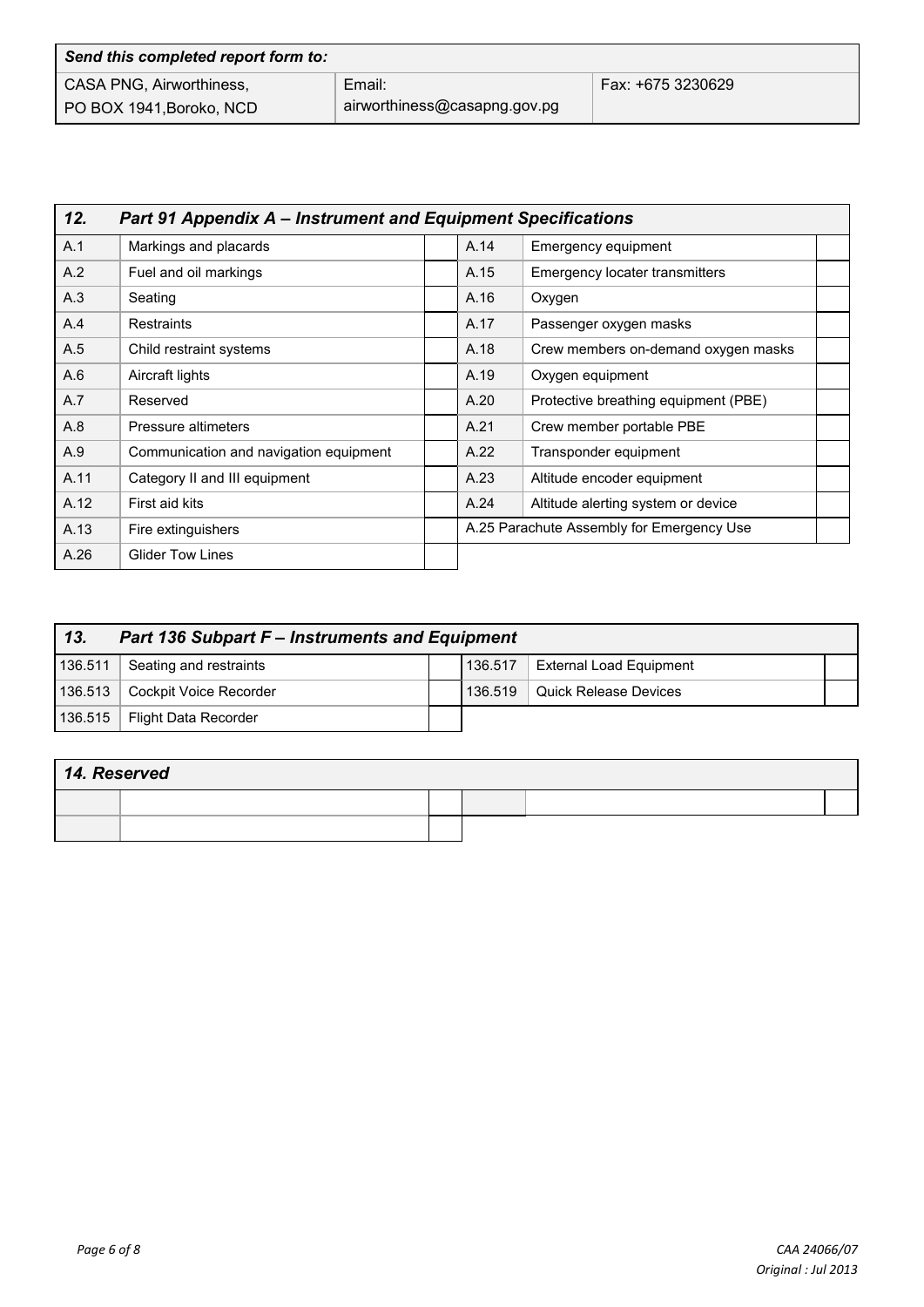| *Send this completed report form to:* | | |
|---|---|---|
| CASA PNG, Airworthiness,<br>PO BOX 1941,Boroko, NCD | Email:<br>airworthiness@casapng.gov.pg | Fax: +675 3230629 |

| *12.* | *Part 91 Appendix A – Instrument and Equipment Specifications* | | | | |
|---|---|---|---|---|---|
| A.1 | Markings and placards | | A.14 | Emergency equipment | |
| A.2 | Fuel and oil markings | | A.15 | Emergency locater transmitters | |
| A.3 | Seating | | A.16 | Oxygen | |
| A.4 | Restraints | | A.17 | Passenger oxygen masks | |
| A.5 | Child restraint systems | | A.18 | Crew members on-demand oxygen masks | |
| A.6 | Aircraft lights | | A.19 | Oxygen equipment | |
| A.7 | Reserved | | A.20 | Protective breathing equipment (PBE) | |
| A.8 | Pressure altimeters | | A.21 | Crew member portable PBE | |
| A.9 | Communication and navigation equipment | | A.22 | Transponder equipment | |
| A.11 | Category II and III equipment | | A.23 | Altitude encoder equipment | |
| A.12 | First aid kits | | A.24 | Altitude alerting system or device | |
| A.13 | Fire extinguishers | | A.25 Parachute Assembly for Emergency Use | | |
| A.26 | Glider Tow Lines | | | | |

| *13.* | *Part 136 Subpart F – Instruments and Equipment* | | | | |
|---|---|---|---|---|---|
| 136.511 | Seating and restraints | | 136.517 | External Load Equipment | |
| 136.513 | Cockpit Voice Recorder | | 136.519 | Quick Release Devices | |
| 136.515 | Flight Data Recorder | | | | |

| *14. Reserved* | | | | | |
|---|---|---|---|---|---|
| | | | | | |
| | | | | | |

CAA 24066/07
Original : Jul 2013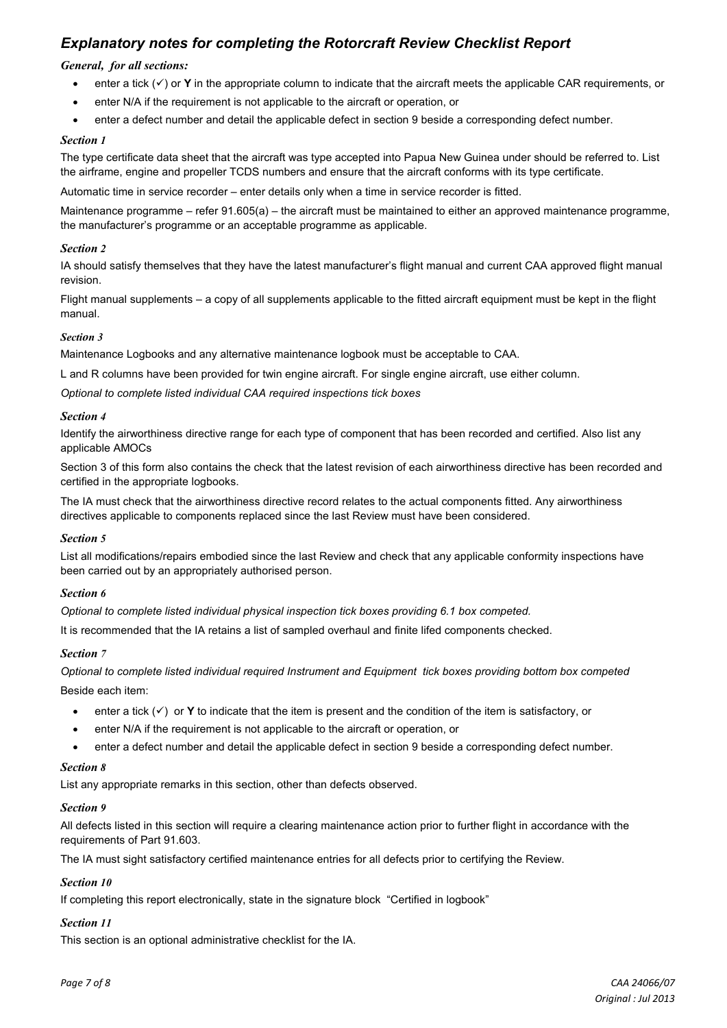## *Explanatory notes for completing the Rotorcraft Review Checklist Report*

***General, for all sections:***

- enter a tick (✓) or **Y** in the appropriate column to indicate that the aircraft meets the applicable CAR requirements, or
- enter N/A if the requirement is not applicable to the aircraft or operation, or
- enter a defect number and detail the applicable defect in section 9 beside a corresponding defect number.

***Section 1***

The type certificate data sheet that the aircraft was type accepted into Papua New Guinea under should be referred to. List the airframe, engine and propeller TCDS numbers and ensure that the aircraft conforms with its type certificate.

Automatic time in service recorder – enter details only when a time in service recorder is fitted.

Maintenance programme – refer 91.605(a) – the aircraft must be maintained to either an approved maintenance programme, the manufacturer's programme or an acceptable programme as applicable.

***Section 2***

IA should satisfy themselves that they have the latest manufacturer's flight manual and current CAA approved flight manual revision.

Flight manual supplements – a copy of all supplements applicable to the fitted aircraft equipment must be kept in the flight manual.

***Section 3***

Maintenance Logbooks and any alternative maintenance logbook must be acceptable to CAA.

L and R columns have been provided for twin engine aircraft. For single engine aircraft, use either column.

*Optional to complete listed individual CAA required inspections tick boxes*

***Section 4***

Identify the airworthiness directive range for each type of component that has been recorded and certified. Also list any applicable AMOCs

Section 3 of this form also contains the check that the latest revision of each airworthiness directive has been recorded and certified in the appropriate logbooks.

The IA must check that the airworthiness directive record relates to the actual components fitted. Any airworthiness directives applicable to components replaced since the last Review must have been considered.

***Section 5***

List all modifications/repairs embodied since the last Review and check that any applicable conformity inspections have been carried out by an appropriately authorised person.

***Section 6***

*Optional to complete listed individual physical inspection tick boxes providing 6.1 box competed.*

It is recommended that the IA retains a list of sampled overhaul and finite lifed components checked.

***Section 7***

*Optional to complete listed individual required Instrument and Equipment tick boxes providing bottom box competed*

Beside each item:

- enter a tick (✓) or **Y** to indicate that the item is present and the condition of the item is satisfactory, or
- enter N/A if the requirement is not applicable to the aircraft or operation, or
- enter a defect number and detail the applicable defect in section 9 beside a corresponding defect number.

***Section 8***

List any appropriate remarks in this section, other than defects observed.

***Section 9***

All defects listed in this section will require a clearing maintenance action prior to further flight in accordance with the requirements of Part 91.603.

The IA must sight satisfactory certified maintenance entries for all defects prior to certifying the Review.

***Section 10***

If completing this report electronically, state in the signature block "Certified in logbook"

***Section 11***

This section is an optional administrative checklist for the IA.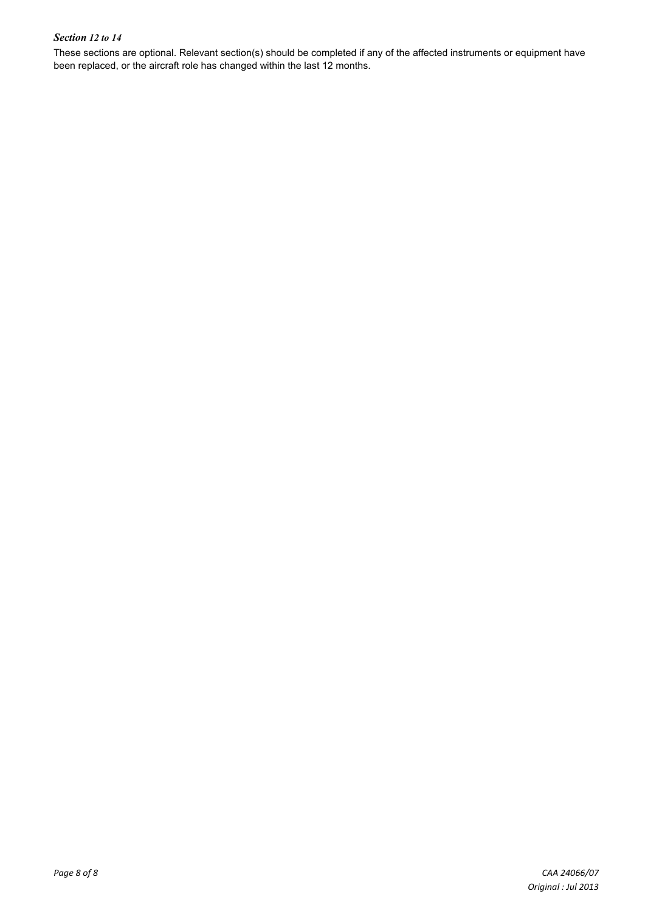### *Section 12 to 14*

These sections are optional. Relevant section(s) should be completed if any of the affected instruments or equipment have been replaced, or the aircraft role has changed within the last 12 months.